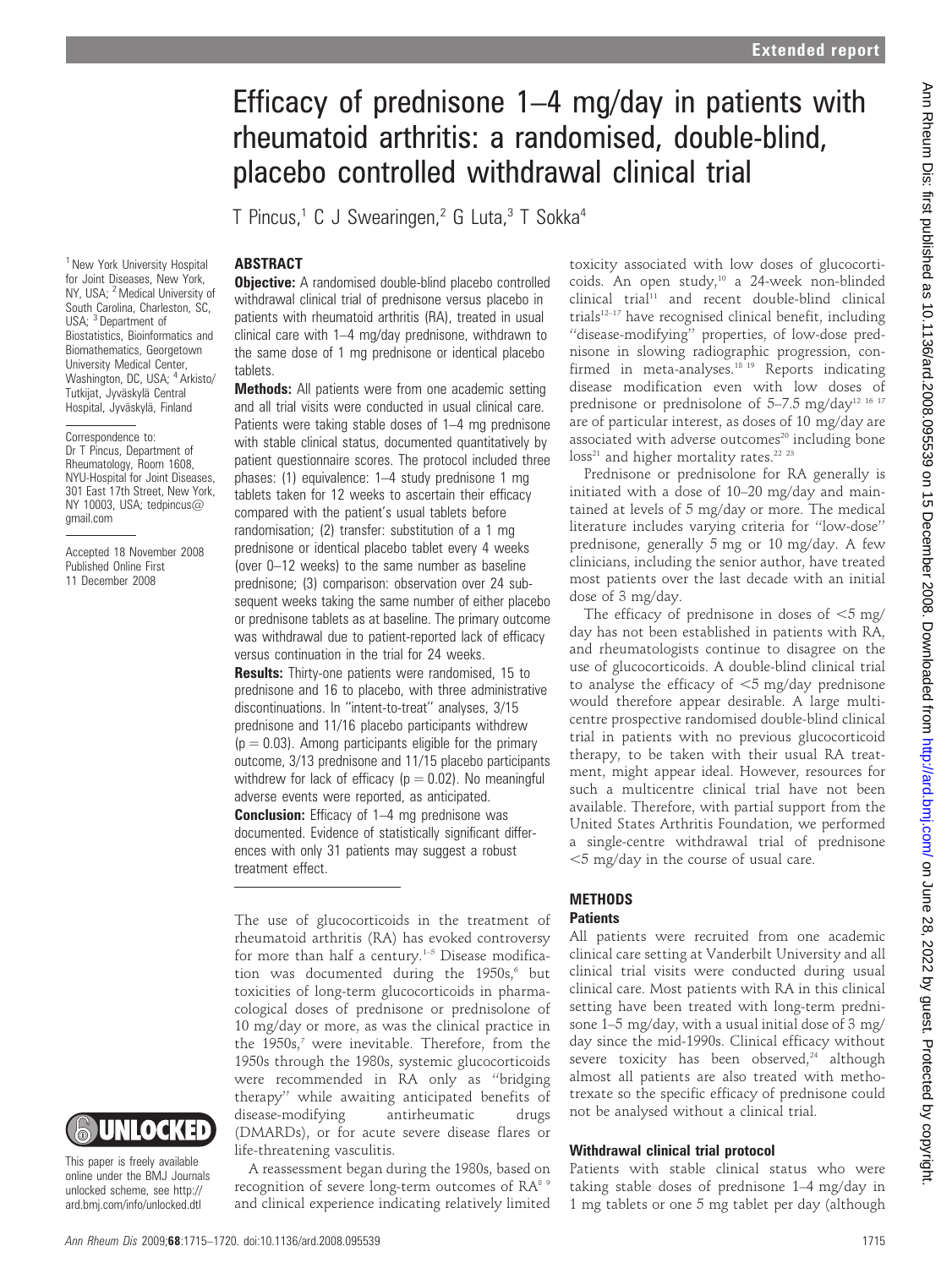# Efficacy of prednisone 1–4 mg/day in patients with rheumatoid arthritis: a randomised, double-blind, placebo controlled withdrawal clinical trial

T Pincus,[1] C J Swearingen,[2] G Luta,[3] T Sokka[4]

[1] New York University Hospital for Joint Diseases, New York, NY, USA; [2] Medical University of South Carolina, Charleston, SC, USA; [3] Department of Biostatistics, Bioinformatics and Biomathematics, Georgetown University Medical Center, Washington, DC, USA; [4] Arkisto/Tutkijat, Jyväskylä Central Hospital, Jyväskylä, Finland

Correspondence to: Dr T Pincus, Department of Rheumatology, Room 1608, NYU-Hospital for Joint Diseases, 301 East 17th Street, New York, NY 10003, USA; tedpincus@gmail.com

Accepted 18 November 2008
Published Online First 11 December 2008

This paper is freely available online under the BMJ Journals unlocked scheme, see http://ard.bmj.com/info/unlocked.dtl

## ABSTRACT

**Objective:** A randomised double-blind placebo controlled withdrawal clinical trial of prednisone versus placebo in patients with rheumatoid arthritis (RA), treated in usual clinical care with 1–4 mg/day prednisone, withdrawn to the same dose of 1 mg prednisone or identical placebo tablets.

**Methods:** All patients were from one academic setting and all trial visits were conducted in usual clinical care. Patients were taking stable doses of 1–4 mg prednisone with stable clinical status, documented quantitatively by patient questionnaire scores. The protocol included three phases: (1) equivalence: 1–4 study prednisone 1 mg tablets taken for 12 weeks to ascertain their efficacy compared with the patient's usual tablets before randomisation; (2) transfer: substitution of a 1 mg prednisone or identical placebo tablet every 4 weeks (over 0–12 weeks) to the same number as baseline prednisone; (3) comparison: observation over 24 subsequent weeks taking the same number of either placebo or prednisone tablets as at baseline. The primary outcome was withdrawal due to patient-reported lack of efficacy versus continuation in the trial for 24 weeks.

**Results:** Thirty-one patients were randomised, 15 to prednisone and 16 to placebo, with three administrative discontinuations. In "intent-to-treat" analyses, 3/15 prednisone and 11/16 placebo participants withdrew ($p = 0.03$). Among participants eligible for the primary outcome, 3/13 prednisone and 11/15 placebo participants withdrew for lack of efficacy ($p = 0.02$). No meaningful adverse events were reported, as anticipated.

**Conclusion:** Efficacy of 1–4 mg prednisone was documented. Evidence of statistically significant differences with only 31 patients may suggest a robust treatment effect.

The use of glucocorticoids in the treatment of rheumatoid arthritis (RA) has evoked controversy for more than half a century.[1–5] Disease modification was documented during the 1950s,[6] but toxicities of long-term glucocorticoids in pharmacological doses of prednisone or prednisolone of 10 mg/day or more, as was the clinical practice in the 1950s,[7] were inevitable. Therefore, from the 1950s through the 1980s, systemic glucocorticoids were recommended in RA only as "bridging therapy" while awaiting anticipated benefits of disease-modifying antirheumatic drugs (DMARDs), or for acute severe disease flares or life-threatening vasculitis.

A reassessment began during the 1980s, based on recognition of severe long-term outcomes of RA[8 9] and clinical experience indicating relatively limited toxicity associated with low doses of glucocorticoids. An open study,[10] a 24-week non-blinded clinical trial[11] and recent double-blind clinical trials[12–17] have recognised clinical benefit, including "disease-modifying" properties, of low-dose prednisone in slowing radiographic progression, confirmed in meta-analyses.[18 19] Reports indicating disease modification even with low doses of prednisone or prednisolone of 5–7.5 mg/day[12 16 17] are of particular interest, as doses of 10 mg/day are associated with adverse outcomes[20] including bone loss[21] and higher mortality rates.[22 23]

Prednisone or prednisolone for RA generally is initiated with a dose of 10–20 mg/day and maintained at levels of 5 mg/day or more. The medical literature includes varying criteria for "low-dose" prednisone, generally 5 mg or 10 mg/day. A few clinicians, including the senior author, have treated most patients over the last decade with an initial dose of 3 mg/day.

The efficacy of prednisone in doses of <5 mg/day has not been established in patients with RA, and rheumatologists continue to disagree on the use of glucocorticoids. A double-blind clinical trial to analyse the efficacy of <5 mg/day prednisone would therefore appear desirable. A large multicentre prospective randomised double-blind clinical trial in patients with no previous glucocorticoid therapy, to be taken with their usual RA treatment, might appear ideal. However, resources for such a multicentre clinical trial have not been available. Therefore, with partial support from the United States Arthritis Foundation, we performed a single-centre withdrawal trial of prednisone <5 mg/day in the course of usual care.

## METHODS

### Patients

All patients were recruited from one academic clinical care setting at Vanderbilt University and all clinical trial visits were conducted during usual clinical care. Most patients with RA in this clinical setting have been treated with long-term prednisone 1–5 mg/day, with a usual initial dose of 3 mg/day since the mid-1990s. Clinical efficacy without severe toxicity has been observed,[24] although almost all patients are also treated with methotrexate so the specific efficacy of prednisone could not be analysed without a clinical trial.

### Withdrawal clinical trial protocol

Patients with stable clinical status who were taking stable doses of prednisone 1–4 mg/day in 1 mg tablets or one 5 mg tablet per day (although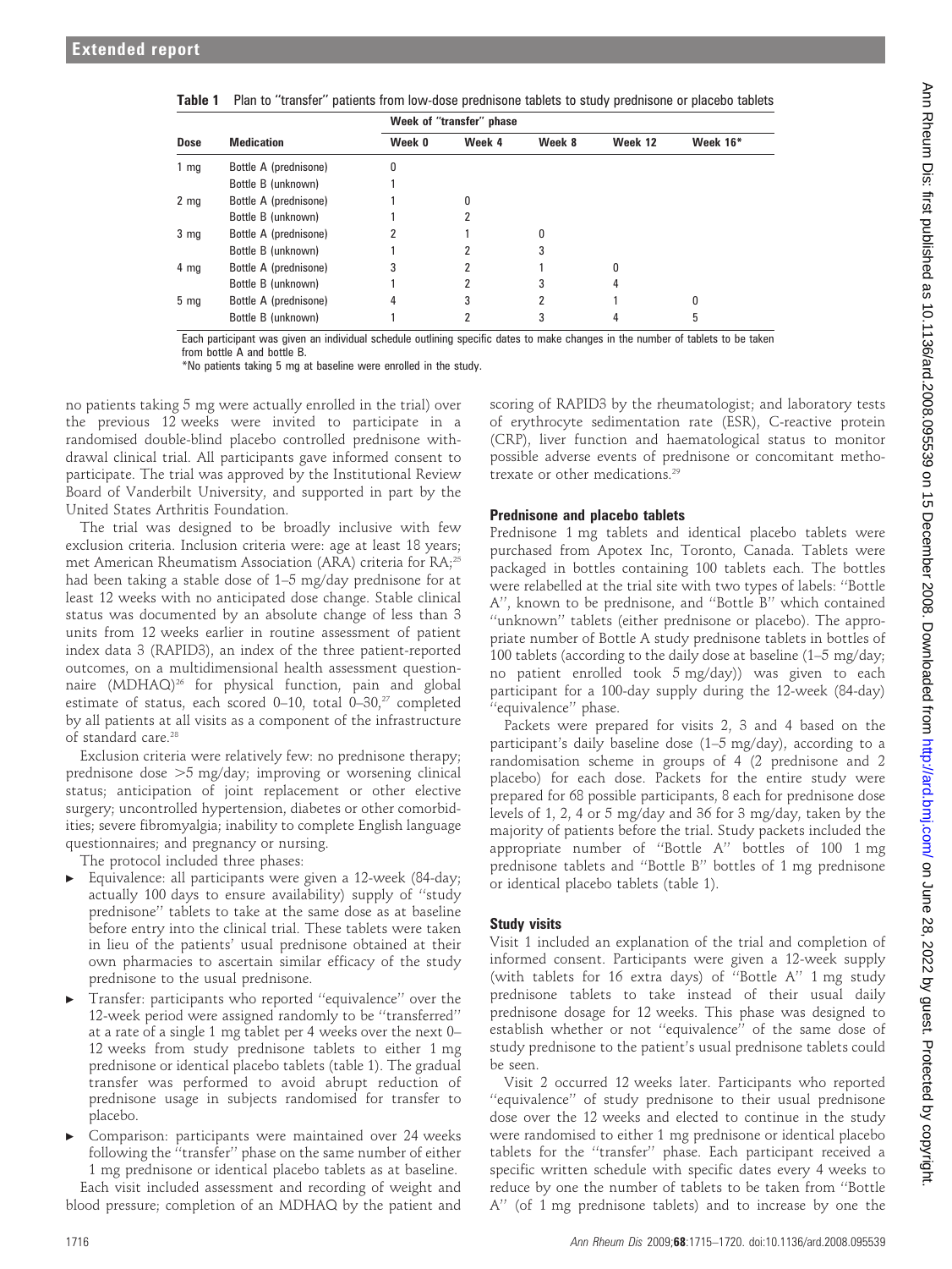**Table 1** Plan to "transfer" patients from low-dose prednisone tablets to study prednisone or placebo tablets

| Dose | Medication | Week of "transfer" phase | | | | |
|---|---|---|---|---|---|---|
| | | Week 0 | Week 4 | Week 8 | Week 12 | Week 16* |
| 1 mg | Bottle A (prednisone) | 0 | | | | |
| | Bottle B (unknown) | 1 | | | | |
| 2 mg | Bottle A (prednisone) | 1 | 0 | | | |
| | Bottle B (unknown) | 1 | 2 | | | |
| 3 mg | Bottle A (prednisone) | 2 | 1 | 0 | | |
| | Bottle B (unknown) | 1 | 2 | 3 | | |
| 4 mg | Bottle A (prednisone) | 3 | 2 | 1 | 0 | |
| | Bottle B (unknown) | 1 | 2 | 3 | 4 | |
| 5 mg | Bottle A (prednisone) | 4 | 3 | 2 | 1 | 0 |
| | Bottle B (unknown) | 1 | 2 | 3 | 4 | 5 |

Each participant was given an individual schedule outlining specific dates to make changes in the number of tablets to be taken from bottle A and bottle B.

*No patients taking 5 mg at baseline were enrolled in the study.

no patients taking 5 mg were actually enrolled in the trial) over the previous 12 weeks were invited to participate in a randomised double-blind placebo controlled prednisone withdrawal clinical trial. All participants gave informed consent to participate. The trial was approved by the Institutional Review Board of Vanderbilt University, and supported in part by the United States Arthritis Foundation.

The trial was designed to be broadly inclusive with few exclusion criteria. Inclusion criteria were: age at least 18 years; met American Rheumatism Association (ARA) criteria for RA;[25] had been taking a stable dose of 1–5 mg/day prednisone for at least 12 weeks with no anticipated dose change. Stable clinical status was documented by an absolute change of less than 3 units from 12 weeks earlier in routine assessment of patient index data 3 (RAPID3), an index of the three patient-reported outcomes, on a multidimensional health assessment questionnaire (MDHAQ)[26] for physical function, pain and global estimate of status, each scored 0–10, total 0–30,[27] completed by all patients at all visits as a component of the infrastructure of standard care.[28]

Exclusion criteria were relatively few: no prednisone therapy; prednisone dose >5 mg/day; improving or worsening clinical status; anticipation of joint replacement or other elective surgery; uncontrolled hypertension, diabetes or other comorbidities; severe fibromyalgia; inability to complete English language questionnaires; and pregnancy or nursing.

The protocol included three phases:

- Equivalence: all participants were given a 12-week (84-day; actually 100 days to ensure availability) supply of "study prednisone" tablets to take at the same dose as at baseline before entry into the clinical trial. These tablets were taken in lieu of the patients' usual prednisone obtained at their own pharmacies to ascertain similar efficacy of the study prednisone to the usual prednisone.
- Transfer: participants who reported "equivalence" over the 12-week period were assigned randomly to be "transferred" at a rate of a single 1 mg tablet per 4 weeks over the next 0–12 weeks from study prednisone tablets to either 1 mg prednisone or identical placebo tablets (table 1). The gradual transfer was performed to avoid abrupt reduction of prednisone usage in subjects randomised for transfer to placebo.
- Comparison: participants were maintained over 24 weeks following the "transfer" phase on the same number of either 1 mg prednisone or identical placebo tablets as at baseline.

Each visit included assessment and recording of weight and blood pressure; completion of an MDHAQ by the patient and scoring of RAPID3 by the rheumatologist; and laboratory tests of erythrocyte sedimentation rate (ESR), C-reactive protein (CRP), liver function and haematological status to monitor possible adverse events of prednisone or concomitant methotrexate or other medications.[29]

### Prednisone and placebo tablets

Prednisone 1 mg tablets and identical placebo tablets were purchased from Apotex Inc, Toronto, Canada. Tablets were packaged in bottles containing 100 tablets each. The bottles were relabelled at the trial site with two types of labels: "Bottle A", known to be prednisone, and "Bottle B" which contained "unknown" tablets (either prednisone or placebo). The appropriate number of Bottle A study prednisone tablets in bottles of 100 tablets (according to the daily dose at baseline (1–5 mg/day; no patient enrolled took 5 mg/day)) was given to each participant for a 100-day supply during the 12-week (84-day) "equivalence" phase.

Packets were prepared for visits 2, 3 and 4 based on the participant's daily baseline dose (1–5 mg/day), according to a randomisation scheme in groups of 4 (2 prednisone and 2 placebo) for each dose. Packets for the entire study were prepared for 68 possible participants, 8 each for prednisone dose levels of 1, 2, 4 or 5 mg/day and 36 for 3 mg/day, taken by the majority of patients before the trial. Study packets included the appropriate number of "Bottle A" bottles of 100 1 mg prednisone tablets and "Bottle B" bottles of 1 mg prednisone or identical placebo tablets (table 1).

### Study visits

Visit 1 included an explanation of the trial and completion of informed consent. Participants were given a 12-week supply (with tablets for 16 extra days) of "Bottle A" 1 mg study prednisone tablets to take instead of their usual daily prednisone dosage for 12 weeks. This phase was designed to establish whether or not "equivalence" of the same dose of study prednisone to the patient's usual prednisone tablets could be seen.

Visit 2 occurred 12 weeks later. Participants who reported "equivalence" of study prednisone to their usual prednisone dose over the 12 weeks and elected to continue in the study were randomised to either 1 mg prednisone or identical placebo tablets for the "transfer" phase. Each participant received a specific written schedule with specific dates every 4 weeks to reduce by one the number of tablets to be taken from "Bottle A" (of 1 mg prednisone tablets) and to increase by one the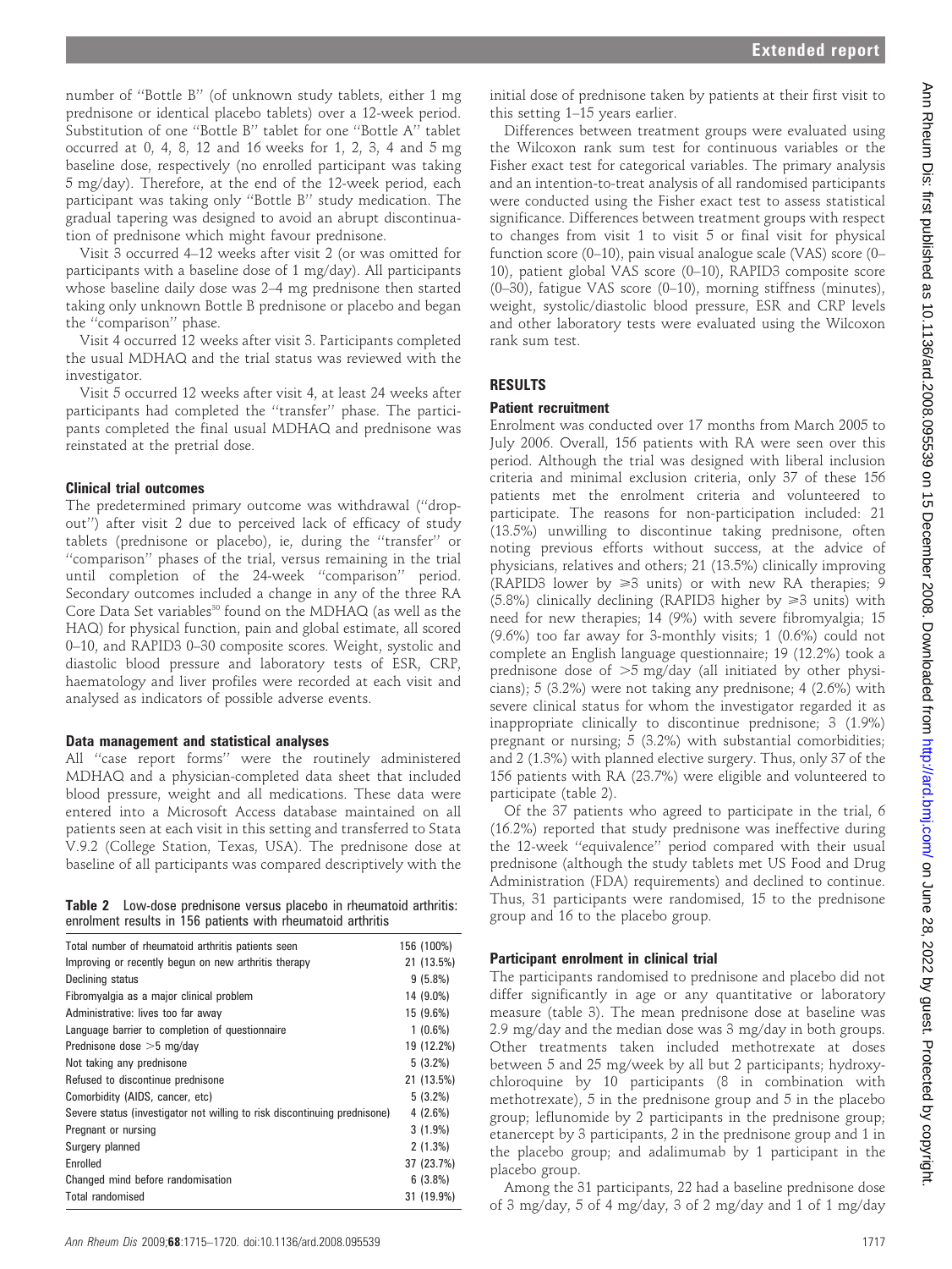number of "Bottle B" (of unknown study tablets, either 1 mg prednisone or identical placebo tablets) over a 12-week period. Substitution of one "Bottle B" tablet for one "Bottle A" tablet occurred at 0, 4, 8, 12 and 16 weeks for 1, 2, 3, 4 and 5 mg baseline dose, respectively (no enrolled participant was taking 5 mg/day). Therefore, at the end of the 12-week period, each participant was taking only "Bottle B" study medication. The gradual tapering was designed to avoid an abrupt discontinuation of prednisone which might favour prednisone.

Visit 3 occurred 4–12 weeks after visit 2 (or was omitted for participants with a baseline dose of 1 mg/day). All participants whose baseline daily dose was 2–4 mg prednisone then started taking only unknown Bottle B prednisone or placebo and began the "comparison" phase.

Visit 4 occurred 12 weeks after visit 3. Participants completed the usual MDHAQ and the trial status was reviewed with the investigator.

Visit 5 occurred 12 weeks after visit 4, at least 24 weeks after participants had completed the "transfer" phase. The participants completed the final usual MDHAQ and prednisone was reinstated at the pretrial dose.

### Clinical trial outcomes

The predetermined primary outcome was withdrawal ("dropout") after visit 2 due to perceived lack of efficacy of study tablets (prednisone or placebo), ie, during the "transfer" or "comparison" phases of the trial, versus remaining in the trial until completion of the 24-week "comparison" period. Secondary outcomes included a change in any of the three RA Core Data Set variables[30] found on the MDHAQ (as well as the HAQ) for physical function, pain and global estimate, all scored 0–10, and RAPID3 0–30 composite scores. Weight, systolic and diastolic blood pressure and laboratory tests of ESR, CRP, haematology and liver profiles were recorded at each visit and analysed as indicators of possible adverse events.

### Data management and statistical analyses

All "case report forms" were the routinely administered MDHAQ and a physician-completed data sheet that included blood pressure, weight and all medications. These data were entered into a Microsoft Access database maintained on all patients seen at each visit in this setting and transferred to Stata V.9.2 (College Station, Texas, USA). The prednisone dose at baseline of all participants was compared descriptively with the initial dose of prednisone taken by patients at their first visit to this setting 1–15 years earlier.

Differences between treatment groups were evaluated using the Wilcoxon rank sum test for continuous variables or the Fisher exact test for categorical variables. The primary analysis and an intention-to-treat analysis of all randomised participants were conducted using the Fisher exact test to assess statistical significance. Differences between treatment groups with respect to changes from visit 1 to visit 5 or final visit for physical function score (0–10), pain visual analogue scale (VAS) score (0–10), patient global VAS score (0–10), RAPID3 composite score (0–30), fatigue VAS score (0–10), morning stiffness (minutes), weight, systolic/diastolic blood pressure, ESR and CRP levels and other laboratory tests were evaluated using the Wilcoxon rank sum test.

**Table 2** Low-dose prednisone versus placebo in rheumatoid arthritis: enrolment results in 156 patients with rheumatoid arthritis

| | |
|---|---|
| Total number of rheumatoid arthritis patients seen | 156 (100%) |
| Improving or recently begun on new arthritis therapy | 21 (13.5%) |
| Declining status | 9 (5.8%) |
| Fibromyalgia as a major clinical problem | 14 (9.0%) |
| Administrative: lives too far away | 15 (9.6%) |
| Language barrier to completion of questionnaire | 1 (0.6%) |
| Prednisone dose >5 mg/day | 19 (12.2%) |
| Not taking any prednisone | 5 (3.2%) |
| Refused to discontinue prednisone | 21 (13.5%) |
| Comorbidity (AIDS, cancer, etc) | 5 (3.2%) |
| Severe status (investigator not willing to risk discontinuing prednisone) | 4 (2.6%) |
| Pregnant or nursing | 3 (1.9%) |
| Surgery planned | 2 (1.3%) |
| Enrolled | 37 (23.7%) |
| Changed mind before randomisation | 6 (3.8%) |
| Total randomised | 31 (19.9%) |

## RESULTS

### Patient recruitment

Enrolment was conducted over 17 months from March 2005 to July 2006. Overall, 156 patients with RA were seen over this period. Although the trial was designed with liberal inclusion criteria and minimal exclusion criteria, only 37 of these 156 patients met the enrolment criteria and volunteered to participate. The reasons for non-participation included: 21 (13.5%) unwilling to discontinue taking prednisone, often noting previous efforts without success, at the advice of physicians, relatives and others; 21 (13.5%) clinically improving (RAPID3 lower by ⩾3 units) or with new RA therapies; 9 (5.8%) clinically declining (RAPID3 higher by ⩾3 units) with need for new therapies; 14 (9%) with severe fibromyalgia; 15 (9.6%) too far away for 3-monthly visits; 1 (0.6%) could not complete an English language questionnaire; 19 (12.2%) took a prednisone dose of >5 mg/day (all initiated by other physicians); 5 (3.2%) were not taking any prednisone; 4 (2.6%) with severe clinical status for whom the investigator regarded it as inappropriate clinically to discontinue prednisone; 3 (1.9%) pregnant or nursing; 5 (3.2%) with substantial comorbidities; and 2 (1.3%) with planned elective surgery. Thus, only 37 of the 156 patients with RA (23.7%) were eligible and volunteered to participate (table 2).

Of the 37 patients who agreed to participate in the trial, 6 (16.2%) reported that study prednisone was ineffective during the 12-week "equivalence" period compared with their usual prednisone (although the study tablets met US Food and Drug Administration (FDA) requirements) and declined to continue. Thus, 31 participants were randomised, 15 to the prednisone group and 16 to the placebo group.

### Participant enrolment in clinical trial

The participants randomised to prednisone and placebo did not differ significantly in age or any quantitative or laboratory measure (table 3). The mean prednisone dose at baseline was 2.9 mg/day and the median dose was 3 mg/day in both groups. Other treatments taken included methotrexate at doses between 5 and 25 mg/week by all but 2 participants; hydroxychloroquine by 10 participants (8 in combination with methotrexate), 5 in the prednisone group and 5 in the placebo group; leflunomide by 2 participants in the prednisone group; etanercept by 3 participants, 2 in the prednisone group and 1 in the placebo group; and adalimumab by 1 participant in the placebo group.

Among the 31 participants, 22 had a baseline prednisone dose of 3 mg/day, 5 of 4 mg/day, 3 of 2 mg/day and 1 of 1 mg/day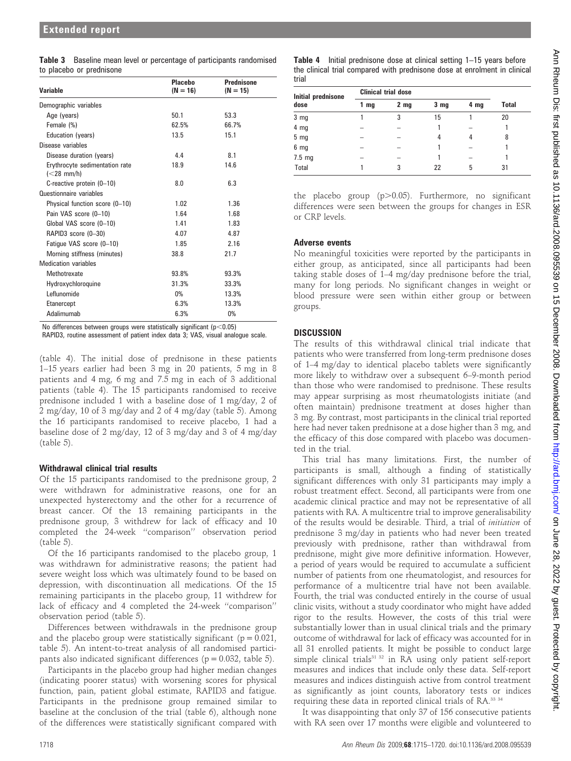**Table 3** Baseline mean level or percentage of participants randomised to placebo or prednisone

| Variable | Placebo (N = 16) | Prednisone (N = 15) |
|---|---|---|
| Demographic variables | | |
| Age (years) | 50.1 | 53.3 |
| Female (%) | 62.5% | 66.7% |
| Education (years) | 13.5 | 15.1 |
| Disease variables | | |
| Disease duration (years) | 4.4 | 8.1 |
| Erythrocyte sedimentation rate (<28 mm/h) | 18.9 | 14.6 |
| C-reactive protein (0–10) | 8.0 | 6.3 |
| Questionnaire variables | | |
| Physical function score (0–10) | 1.02 | 1.36 |
| Pain VAS score (0–10) | 1.64 | 1.68 |
| Global VAS score (0–10) | 1.41 | 1.83 |
| RAPID3 score (0–30) | 4.07 | 4.87 |
| Fatigue VAS score (0–10) | 1.85 | 2.16 |
| Morning stiffness (minutes) | 38.8 | 21.7 |
| Medication variables | | |
| Methotrexate | 93.8% | 93.3% |
| Hydroxychloroquine | 31.3% | 33.3% |
| Leflunomide | 0% | 13.3% |
| Etanercept | 6.3% | 13.3% |
| Adalimumab | 6.3% | 0% |

No differences between groups were statistically significant ($p<0.05$)
RAPID3, routine assessment of patient index data 3; VAS, visual analogue scale.

(table 4). The initial dose of prednisone in these patients 1–15 years earlier had been 3 mg in 20 patients, 5 mg in 8 patients and 4 mg, 6 mg and 7.5 mg in each of 3 additional patients (table 4). The 15 participants randomised to receive prednisone included 1 with a baseline dose of 1 mg/day, 2 of 2 mg/day, 10 of 3 mg/day and 2 of 4 mg/day (table 5). Among the 16 participants randomised to receive placebo, 1 had a baseline dose of 2 mg/day, 12 of 3 mg/day and 3 of 4 mg/day (table 5).

### Withdrawal clinical trial results

Of the 15 participants randomised to the prednisone group, 2 were withdrawn for administrative reasons, one for an unexpected hysterectomy and the other for a recurrence of breast cancer. Of the 13 remaining participants in the prednisone group, 3 withdrew for lack of efficacy and 10 completed the 24-week "comparison" observation period (table 5).

Of the 16 participants randomised to the placebo group, 1 was withdrawn for administrative reasons; the patient had severe weight loss which was ultimately found to be based on depression, with discontinuation all medications. Of the 15 remaining participants in the placebo group, 11 withdrew for lack of efficacy and 4 completed the 24-week "comparison" observation period (table 5).

Differences between withdrawals in the prednisone group and the placebo group were statistically significant ($p = 0.021$, table 5). An intent-to-treat analysis of all randomised participants also indicated significant differences ($p = 0.032$, table 5).

Participants in the placebo group had higher median changes (indicating poorer status) with worsening scores for physical function, pain, patient global estimate, RAPID3 and fatigue. Participants in the prednisone group remained similar to baseline at the conclusion of the trial (table 6), although none of the differences were statistically significant compared with

**Table 4** Initial prednisone dose at clinical setting 1–15 years before the clinical trial compared with prednisone dose at enrolment in clinical trial

| Initial prednisone dose | Clinical trial dose | | | | Total |
|---|---|---|---|---|---|
| | 1 mg | 2 mg | 3 mg | 4 mg | |
| 3 mg | 1 | 3 | 15 | 1 | 20 |
| 4 mg | – | – | 1 | – | 1 |
| 5 mg | – | – | 4 | 4 | 8 |
| 6 mg | – | – | 1 | – | 1 |
| 7.5 mg | – | – | 1 | – | 1 |
| Total | 1 | 3 | 22 | 5 | 31 |

the placebo group ($p>0.05$). Furthermore, no significant differences were seen between the groups for changes in ESR or CRP levels.

### Adverse events

No meaningful toxicities were reported by the participants in either group, as anticipated, since all participants had been taking stable doses of 1–4 mg/day prednisone before the trial, many for long periods. No significant changes in weight or blood pressure were seen within either group or between groups.

## DISCUSSION

The results of this withdrawal clinical trial indicate that patients who were transferred from long-term prednisone doses of 1–4 mg/day to identical placebo tablets were significantly more likely to withdraw over a subsequent 6–9-month period than those who were randomised to prednisone. These results may appear surprising as most rheumatologists initiate (and often maintain) prednisone treatment at doses higher than 3 mg. By contrast, most participants in the clinical trial reported here had never taken prednisone at a dose higher than 3 mg, and the efficacy of this dose compared with placebo was documented in the trial.

This trial has many limitations. First, the number of participants is small, although a finding of statistically significant differences with only 31 participants may imply a robust treatment effect. Second, all participants were from one academic clinical practice and may not be representative of all patients with RA. A multicentre trial to improve generalisability of the results would be desirable. Third, a trial of *initiation* of prednisone 3 mg/day in patients who had never been treated previously with prednisone, rather than withdrawal from prednisone, might give more definitive information. However, a period of years would be required to accumulate a sufficient number of patients from one rheumatologist, and resources for performance of a multicentre trial have not been available. Fourth, the trial was conducted entirely in the course of usual clinic visits, without a study coordinator who might have added rigor to the results. However, the costs of this trial were substantially lower than in usual clinical trials and the primary outcome of withdrawal for lack of efficacy was accounted for in all 31 enrolled patients. It might be possible to conduct large simple clinical trials[31 32] in RA using only patient self-report measures and indices that include only these data. Self-report measures and indices distinguish active from control treatment as significantly as joint counts, laboratory tests or indices requiring these data in reported clinical trials of RA.[33 34]

It was disappointing that only 37 of 156 consecutive patients with RA seen over 17 months were eligible and volunteered to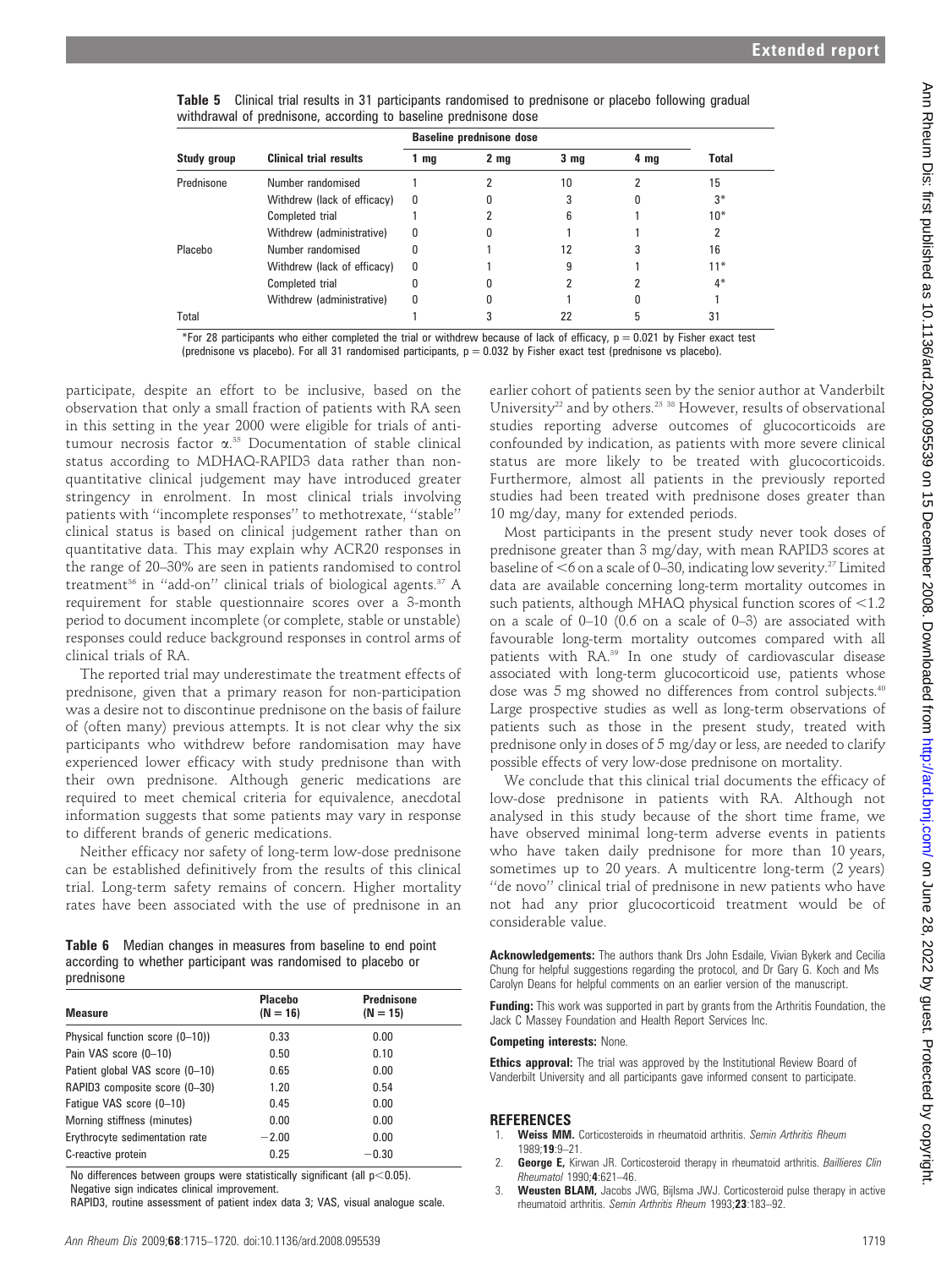**Table 5** Clinical trial results in 31 participants randomised to prednisone or placebo following gradual withdrawal of prednisone, according to baseline prednisone dose

| Study group | Clinical trial results | Baseline prednisone dose | | | | Total |
|---|---|---|---|---|---|---|
| | | 1 mg | 2 mg | 3 mg | 4 mg | |
| Prednisone | Number randomised | 1 | 2 | 10 | 2 | 15 |
| | Withdrew (lack of efficacy) | 0 | 0 | 3 | 0 | 3* |
| | Completed trial | 1 | 2 | 6 | 1 | 10* |
| | Withdrew (administrative) | 0 | 0 | 1 | 1 | 2 |
| Placebo | Number randomised | 0 | 1 | 12 | 3 | 16 |
| | Withdrew (lack of efficacy) | 0 | 1 | 9 | 1 | 11* |
| | Completed trial | 0 | 0 | 2 | 2 | 4* |
| | Withdrew (administrative) | 0 | 0 | 1 | 0 | 1 |
| Total | | 1 | 3 | 22 | 5 | 31 |

*For 28 participants who either completed the trial or withdrew because of lack of efficacy, $p = 0.021$ by Fisher exact test (prednisone vs placebo). For all 31 randomised participants, $p = 0.032$ by Fisher exact test (prednisone vs placebo).

participate, despite an effort to be inclusive, based on the observation that only a small fraction of patients with RA seen in this setting in the year 2000 were eligible for trials of anti-tumour necrosis factor α.[35] Documentation of stable clinical status according to MDHAQ-RAPID3 data rather than non-quantitative clinical judgement may have introduced greater stringency in enrolment. In most clinical trials involving patients with "incomplete responses" to methotrexate, "stable" clinical status is based on clinical judgement rather than on quantitative data. This may explain why ACR20 responses in the range of 20–30% are seen in patients randomised to control treatment[36] in "add-on" clinical trials of biological agents.[37] A requirement for stable questionnaire scores over a 3-month period to document incomplete (or complete, stable or unstable) responses could reduce background responses in control arms of clinical trials of RA.

The reported trial may underestimate the treatment effects of prednisone, given that a primary reason for non-participation was a desire not to discontinue prednisone on the basis of failure of (often many) previous attempts. It is not clear why the six participants who withdrew before randomisation may have experienced lower efficacy with study prednisone than with their own prednisone. Although generic medications are required to meet chemical criteria for equivalence, anecdotal information suggests that some patients may vary in response to different brands of generic medications.

Neither efficacy nor safety of long-term low-dose prednisone can be established definitively from the results of this clinical trial. Long-term safety remains of concern. Higher mortality rates have been associated with the use of prednisone in an earlier cohort of patients seen by the senior author at Vanderbilt University[22] and by others.[23 38] However, results of observational studies reporting adverse outcomes of glucocorticoids are confounded by indication, as patients with more severe clinical status are more likely to be treated with glucocorticoids. Furthermore, almost all patients in the previously reported studies had been treated with prednisone doses greater than 10 mg/day, many for extended periods.

Most participants in the present study never took doses of prednisone greater than 3 mg/day, with mean RAPID3 scores at baseline of <6 on a scale of 0–30, indicating low severity.[27] Limited data are available concerning long-term mortality outcomes in such patients, although MHAQ physical function scores of <1.2 on a scale of 0–10 (0.6 on a scale of 0–3) are associated with favourable long-term mortality outcomes compared with all patients with RA.[39] In one study of cardiovascular disease associated with long-term glucocorticoid use, patients whose dose was 5 mg showed no differences from control subjects.[40] Large prospective studies as well as long-term observations of patients such as those in the present study, treated with prednisone only in doses of 5 mg/day or less, are needed to clarify possible effects of very low-dose prednisone on mortality.

We conclude that this clinical trial documents the efficacy of low-dose prednisone in patients with RA. Although not analysed in this study because of the short time frame, we have observed minimal long-term adverse events in patients who have taken daily prednisone for more than 10 years, sometimes up to 20 years. A multicentre long-term (2 years) "de novo" clinical trial of prednisone in new patients who have not had any prior glucocorticoid treatment would be of considerable value.

**Table 6** Median changes in measures from baseline to end point according to whether participant was randomised to placebo or prednisone

| Measure | Placebo (N = 16) | Prednisone (N = 15) |
|---|---|---|
| Physical function score (0–10)) | 0.33 | 0.00 |
| Pain VAS score (0–10) | 0.50 | 0.10 |
| Patient global VAS score (0–10) | 0.65 | 0.00 |
| RAPID3 composite score (0–30) | 1.20 | 0.54 |
| Fatigue VAS score (0–10) | 0.45 | 0.00 |
| Morning stiffness (minutes) | 0.00 | 0.00 |
| Erythrocyte sedimentation rate | −2.00 | 0.00 |
| C-reactive protein | 0.25 | −0.30 |

No differences between groups were statistically significant (all $p<0.05$).
Negative sign indicates clinical improvement.
RAPID3, routine assessment of patient index data 3; VAS, visual analogue scale.

**Acknowledgements:** The authors thank Drs John Esdaile, Vivian Bykerk and Cecilia Chung for helpful suggestions regarding the protocol, and Dr Gary G. Koch and Ms Carolyn Deans for helpful comments on an earlier version of the manuscript.

**Funding:** This work was supported in part by grants from the Arthritis Foundation, the Jack C Massey Foundation and Health Report Services Inc.

**Competing interests:** None.

**Ethics approval:** The trial was approved by the Institutional Review Board of Vanderbilt University and all participants gave informed consent to participate.

## REFERENCES

1. **Weiss MM.** Corticosteroids in rheumatoid arthritis. *Semin Arthritis Rheum* 1989;**19**:9–21.
2. **George E,** Kirwan JR. Corticosteroid therapy in rheumatoid arthritis. *Baillieres Clin Rheumatol* 1990;**4**:621–46.
3. **Weusten BLAM,** Jacobs JWG, Bijlsma JWJ. Corticosteroid pulse therapy in active rheumatoid arthritis. *Semin Arthritis Rheum* 1993;**23**:183–92.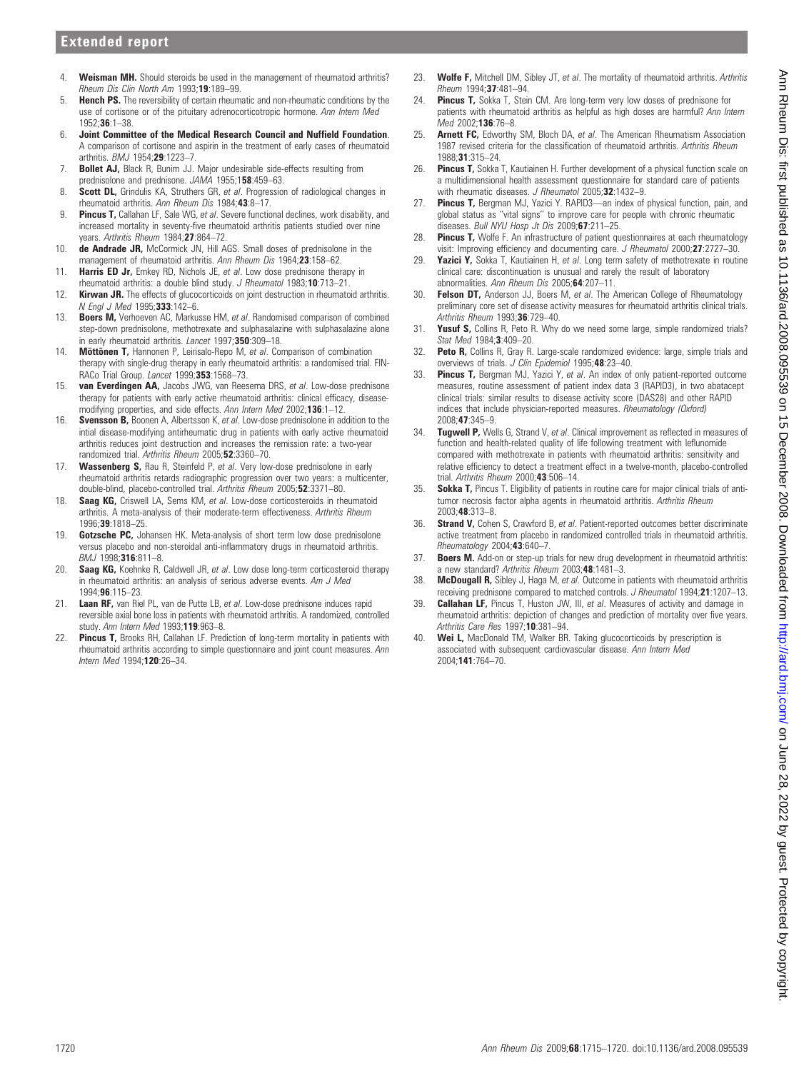4. **Weisman MH.** Should steroids be used in the management of rheumatoid arthritis? *Rheum Dis Clin North Am* 1993;**19**:189–99.
5. **Hench PS.** The reversibility of certain rheumatic and non-rheumatic conditions by the use of cortisone or of the pituitary adrenocorticotropic hormone. *Ann Intern Med* 1952;**36**:1–38.
6. **Joint Committee of the Medical Research Council and Nuffield Foundation**. A comparison of cortisone and aspirin in the treatment of early cases of rheumatoid arthritis. *BMJ* 1954;**29**:1223–7.
7. **Bollet AJ,** Black R, Bunim JJ. Major undesirable side-effects resulting from prednisolone and prednisone. *JAMA* 1955;1**58**:459–63.
8. **Scott DL,** Grindulis KA, Struthers GR, *et al*. Progression of radiological changes in rheumatoid arthritis. *Ann Rheum Dis* 1984;**43**:8–17.
9. **Pincus T,** Callahan LF, Sale WG, *et al*. Severe functional declines, work disability, and increased mortality in seventy-five rheumatoid arthritis patients studied over nine years. *Arthritis Rheum* 1984;**27**:864–72.
10. **de Andrade JR,** McCormick JN, Hill AGS. Small doses of prednisolone in the management of rheumatoid arthritis. *Ann Rheum Dis* 1964;**23**:158–62.
11. **Harris ED Jr,** Emkey RD, Nichols JE, *et al*. Low dose prednisone therapy in rheumatoid arthritis: a double blind study. *J Rheumatol* 1983;**10**:713–21.
12. **Kirwan JR.** The effects of glucocorticoids on joint destruction in rheumatoid arthritis. *N Engl J Med* 1995;**333**:142–6.
13. **Boers M,** Verhoeven AC, Markusse HM, *et al*. Randomised comparison of combined step-down prednisolone, methotrexate and sulphasalazine with sulphasalazine alone in early rheumatoid arthritis. *Lancet* 1997;**350**:309–18.
14. **Möttönen T,** Hannonen P, Leirisalo-Repo M, *et al*. Comparison of combination therapy with single-drug therapy in early rheumatoid arthritis: a randomised trial. FIN-RACo Trial Group. *Lancet* 1999;**353**:1568–73.
15. **van Everdingen AA,** Jacobs JWG, van Reesema DRS, *et al*. Low-dose prednisone therapy for patients with early active rheumatoid arthritis: clinical efficacy, disease-modifying properties, and side effects. *Ann Intern Med* 2002;**136**:1–12.
16. **Svensson B,** Boonen A, Albertsson K, *et al*. Low-dose prednisolone in addition to the intial disease-modifying antirheumatic drug in patients with early active rheumatoid arthritis reduces joint destruction and increases the remission rate: a two-year randomized trial. *Arthritis Rheum* 2005;**52**:3360–70.
17. **Wassenberg S,** Rau R, Steinfeld P, *et al*. Very low-dose prednisolone in early rheumatoid arthritis retards radiographic progression over two years: a multicenter, double-blind, placebo-controlled trial. *Arthritis Rheum* 2005;**52**:3371–80.
18. **Saag KG,** Criswell LA, Sems KM, *et al*. Low-dose corticosteroids in rheumatoid arthritis. A meta-analysis of their moderate-term effectiveness. *Arthritis Rheum* 1996;**39**:1818–25.
19. **Gotzsche PC,** Johansen HK. Meta-analysis of short term low dose prednisolone versus placebo and non-steroidal anti-inflammatory drugs in rheumatoid arthritis. *BMJ* 1998;**316**:811–8.
20. **Saag KG,** Koehnke R, Caldwell JR, *et al*. Low dose long-term corticosteroid therapy in rheumatoid arthritis: an analysis of serious adverse events. *Am J Med* 1994;**96**:115–23.
21. **Laan RF,** van Riel PL, van de Putte LB, *et al*. Low-dose prednisone induces rapid reversible axial bone loss in patients with rheumatoid arthritis. A randomized, controlled study. *Ann Intern Med* 1993;**119**:963–8.
22. **Pincus T,** Brooks RH, Callahan LF. Prediction of long-term mortality in patients with rheumatoid arthritis according to simple questionnaire and joint count measures. *Ann Intern Med* 1994;**120**:26–34.
23. **Wolfe F,** Mitchell DM, Sibley JT, *et al*. The mortality of rheumatoid arthritis. *Arthritis Rheum* 1994;**37**:481–94.
24. **Pincus T,** Sokka T, Stein CM. Are long-term very low doses of prednisone for patients with rheumatoid arthritis as helpful as high doses are harmful? *Ann Intern Med* 2002;**136**:76–8.
25. **Arnett FC,** Edworthy SM, Bloch DA, *et al*. The American Rheumatism Association 1987 revised criteria for the classification of rheumatoid arthritis. *Arthritis Rheum* 1988;**31**:315–24.
26. **Pincus T,** Sokka T, Kautiainen H. Further development of a physical function scale on a multidimensional health assessment questionnaire for standard care of patients with rheumatic diseases. *J Rheumatol* 2005;**32**:1432–9.
27. **Pincus T,** Bergman MJ, Yazici Y. RAPID3—an index of physical function, pain, and global status as "vital signs" to improve care for people with chronic rheumatic diseases. *Bull NYU Hosp Jt Dis* 2009;**67**:211–25.
28. **Pincus T,** Wolfe F. An infrastructure of patient questionnaires at each rheumatology visit: Improving efficiency and documenting care. *J Rheumatol* 2000;**27**:2727–30.
29. **Yazici Y,** Sokka T, Kautiainen H, *et al*. Long term safety of methotrexate in routine clinical care: discontinuation is unusual and rarely the result of laboratory abnormalities. *Ann Rheum Dis* 2005;**64**:207–11.
30. **Felson DT,** Anderson JJ, Boers M, *et al*. The American College of Rheumatology preliminary core set of disease activity measures for rheumatoid arthritis clinical trials. *Arthritis Rheum* 1993;**36**:729–40.
31. **Yusuf S,** Collins R, Peto R. Why do we need some large, simple randomized trials? *Stat Med* 1984;**3**:409–20.
32. **Peto R,** Collins R, Gray R. Large-scale randomized evidence: large, simple trials and overviews of trials. *J Clin Epidemiol* 1995;**48**:23–40.
33. **Pincus T,** Bergman MJ, Yazici Y, *et al*. An index of only patient-reported outcome measures, routine assessment of patient index data 3 (RAPID3), in two abatacept clinical trials: similar results to disease activity score (DAS28) and other RAPID indices that include physician-reported measures. *Rheumatology (Oxford)* 2008;**47**:345–9.
34. **Tugwell P,** Wells G, Strand V, *et al*. Clinical improvement as reflected in measures of function and health-related quality of life following treatment with leflunomide compared with methotrexate in patients with rheumatoid arthritis: sensitivity and relative efficiency to detect a treatment effect in a twelve-month, placebo-controlled trial. *Arthritis Rheum* 2000;**43**:506–14.
35. **Sokka T,** Pincus T. Eligibility of patients in routine care for major clinical trials of anti-tumor necrosis factor alpha agents in rheumatoid arthritis. *Arthritis Rheum* 2003;**48**:313–8.
36. **Strand V,** Cohen S, Crawford B, *et al*. Patient-reported outcomes better discriminate active treatment from placebo in randomized controlled trials in rheumatoid arthritis. *Rheumatology* 2004;**43**:640–7.
37. **Boers M.** Add-on or step-up trials for new drug development in rheumatoid arthritis: a new standard? *Arthritis Rheum* 2003;**48**:1481–3.
38. **McDougall R,** Sibley J, Haga M, *et al*. Outcome in patients with rheumatoid arthritis receiving prednisone compared to matched controls. *J Rheumatol* 1994;**21**:1207–13.
39. **Callahan LF,** Pincus T, Huston JW, III, *et al*. Measures of activity and damage in rheumatoid arthritis: depiction of changes and prediction of mortality over five years. *Arthritis Care Res* 1997;**10**:381–94.
40. **Wei L,** MacDonald TM, Walker BR. Taking glucocorticoids by prescription is associated with subsequent cardiovascular disease. *Ann Intern Med* 2004;**141**:764–70.